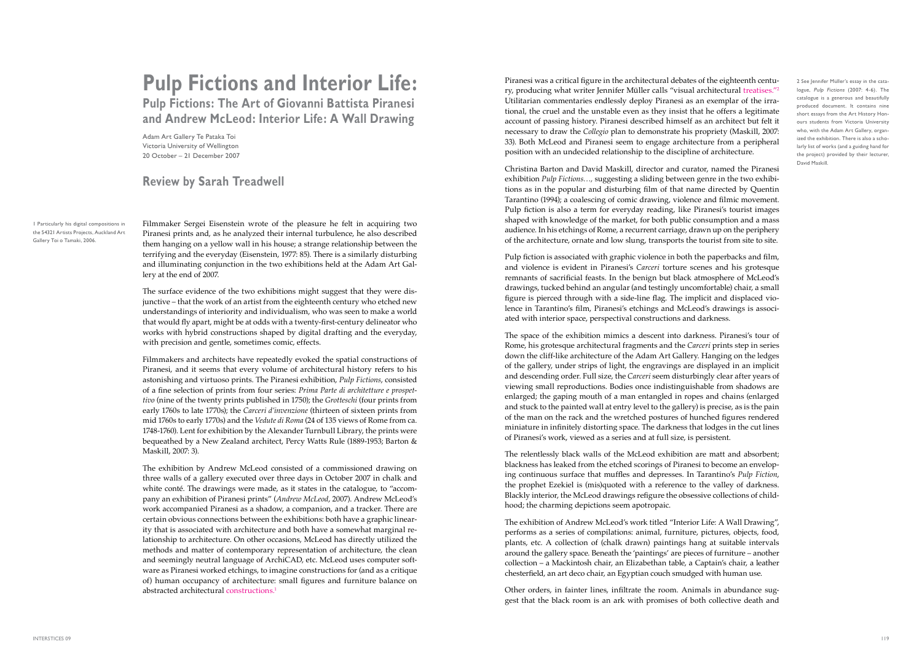# Pulp Fictions and Interior Life:

## Pulp Fictions: The Art of Giovanni Battista Piranesi and Andrew McLeod: Interior Life: A Wall Drawing

Adam Art Gallery Te Pataka Toi
Victoria University of Wellington
20 October – 21 December 2007

## Review by Sarah Treadwell

Filmmaker Sergei Eisenstein wrote of the pleasure he felt in acquiring two Piranesi prints and, as he analyzed their internal turbulence, he also described them hanging on a yellow wall in his house; a strange relationship between the terrifying and the everyday (Eisenstein, 1977: 85). There is a similarly disturbing and illuminating conjunction in the two exhibitions held at the Adam Art Gallery at the end of 2007.

The surface evidence of the two exhibitions might suggest that they were disjunctive – that the work of an artist from the eighteenth century who etched new understandings of interiority and individualism, who was seen to make a world that would fly apart, might be at odds with a twenty-first-century delineator who works with hybrid constructions shaped by digital drafting and the everyday, with precision and gentle, sometimes comic, effects.

Filmmakers and architects have repeatedly evoked the spatial constructions of Piranesi, and it seems that every volume of architectural history refers to his astonishing and virtuoso prints. The Piranesi exhibition, *Pulp Fictions*, consisted of a fine selection of prints from four series: *Prima Parte di architetture e prospettivo* (nine of the twenty prints published in 1750); the *Grotteschi* (four prints from early 1760s to late 1770s); the *Carceri d'invenzione* (thirteen of sixteen prints from mid 1760s to early 1770s) and the *Vedute di Roma* (24 of 135 views of Rome from ca. 1748-1760). Lent for exhibition by the Alexander Turnbull Library, the prints were bequeathed by a New Zealand architect, Percy Watts Rule (1889-1953; Barton & Maskill, 2007: 3).

The exhibition by Andrew McLeod consisted of a commissioned drawing on three walls of a gallery executed over three days in October 2007 in chalk and white conté. The drawings were made, as it states in the catalogue, to "accompany an exhibition of Piranesi prints" (*Andrew McLeod*, 2007). Andrew McLeod's work accompanied Piranesi as a shadow, a companion, and a tracker. There are certain obvious connections between the exhibitions: both have a graphic linearity that is associated with architecture and both have a somewhat marginal relationship to architecture. On other occasions, McLeod has directly utilized the methods and matter of contemporary representation of architecture, the clean and seemingly neutral language of ArchiCAD, etc. McLeod uses computer software as Piranesi worked etchings, to imagine constructions for (and as a critique of) human occupancy of architecture: small figures and furniture balance on abstracted architectural constructions.[1]

Piranesi was a critical figure in the architectural debates of the eighteenth century, producing what writer Jennifer Müller calls "visual architectural treatises."[2] Utilitarian commentaries endlessly deploy Piranesi as an exemplar of the irrational, the cruel and the unstable even as they insist that he offers a legitimate account of passing history. Piranesi described himself as an architect but felt it necessary to draw the *Collegio* plan to demonstrate his propriety (Maskill, 2007: 33). Both McLeod and Piranesi seem to engage architecture from a peripheral position with an undecided relationship to the discipline of architecture.

Christina Barton and David Maskill, director and curator, named the Piranesi exhibition *Pulp Fictions…*, suggesting a sliding between genre in the two exhibitions as in the popular and disturbing film of that name directed by Quentin Tarantino (1994); a coalescing of comic drawing, violence and filmic movement. Pulp fiction is also a term for everyday reading, like Piranesi's tourist images shaped with knowledge of the market, for both public consumption and a mass audience. In his etchings of Rome, a recurrent carriage, drawn up on the periphery of the architecture, ornate and low slung, transports the tourist from site to site.

Pulp fiction is associated with graphic violence in both the paperbacks and film, and violence is evident in Piranesi's *Carceri* torture scenes and his grotesque remnants of sacrificial feasts. In the benign but black atmosphere of McLeod's drawings, tucked behind an angular (and testingly uncomfortable) chair, a small figure is pierced through with a side-line flag. The implicit and displaced violence in Tarantino's film, Piranesi's etchings and McLeod's drawings is associated with interior space, perspectival constructions and darkness.

The space of the exhibition mimics a descent into darkness. Piranesi's tour of Rome, his grotesque architectural fragments and the *Carceri* prints step in series down the cliff-like architecture of the Adam Art Gallery. Hanging on the ledges of the gallery, under strips of light, the engravings are displayed in an implicit and descending order. Full size, the *Carceri* seem disturbingly clear after years of viewing small reproductions. Bodies once indistinguishable from shadows are enlarged; the gaping mouth of a man entangled in ropes and chains (enlarged and stuck to the painted wall at entry level to the gallery) is precise, as is the pain of the man on the rack and the wretched postures of hunched figures rendered miniature in infinitely distorting space. The darkness that lodges in the cut lines of Piranesi's work, viewed as a series and at full size, is persistent.

The relentlessly black walls of the McLeod exhibition are matt and absorbent; blackness has leaked from the etched scorings of Piranesi to become an enveloping continuous surface that muffles and depresses. In Tarantino's *Pulp Fiction*, the prophet Ezekiel is (mis)quoted with a reference to the valley of darkness. Blackly interior, the McLeod drawings refigure the obsessive collections of childhood; the charming depictions seem apotropaic.

The exhibition of Andrew McLeod's work titled "Interior Life: A Wall Drawing", performs as a series of compilations: animal, furniture, pictures, objects, food, plants, etc. A collection of (chalk drawn) paintings hang at suitable intervals around the gallery space. Beneath the 'paintings' are pieces of furniture – another collection – a Mackintosh chair, an Elizabethan table, a Captain's chair, a leather chesterfield, an art deco chair, an Egyptian couch smudged with human use.

Other orders, in fainter lines, infiltrate the room. Animals in abundance suggest that the black room is an ark with promises of both collective death and

---

[1] Particularly his digital compositions in the 54321 Artists Projects, Auckland Art Gallery Toi o Tamaki, 2006.

[2] See Jennifer Müller's essay in the catalogue, *Pulp Fictions* (2007: 4-6). The catalogue is a generous and beautifully produced document. It contains nine short essays from the Art History Honours students from Victoria University who, with the Adam Art Gallery, organized the exhibition. There is also a scholarly list of works (and a guiding hand for the project) provided by their lecturer, David Maskill.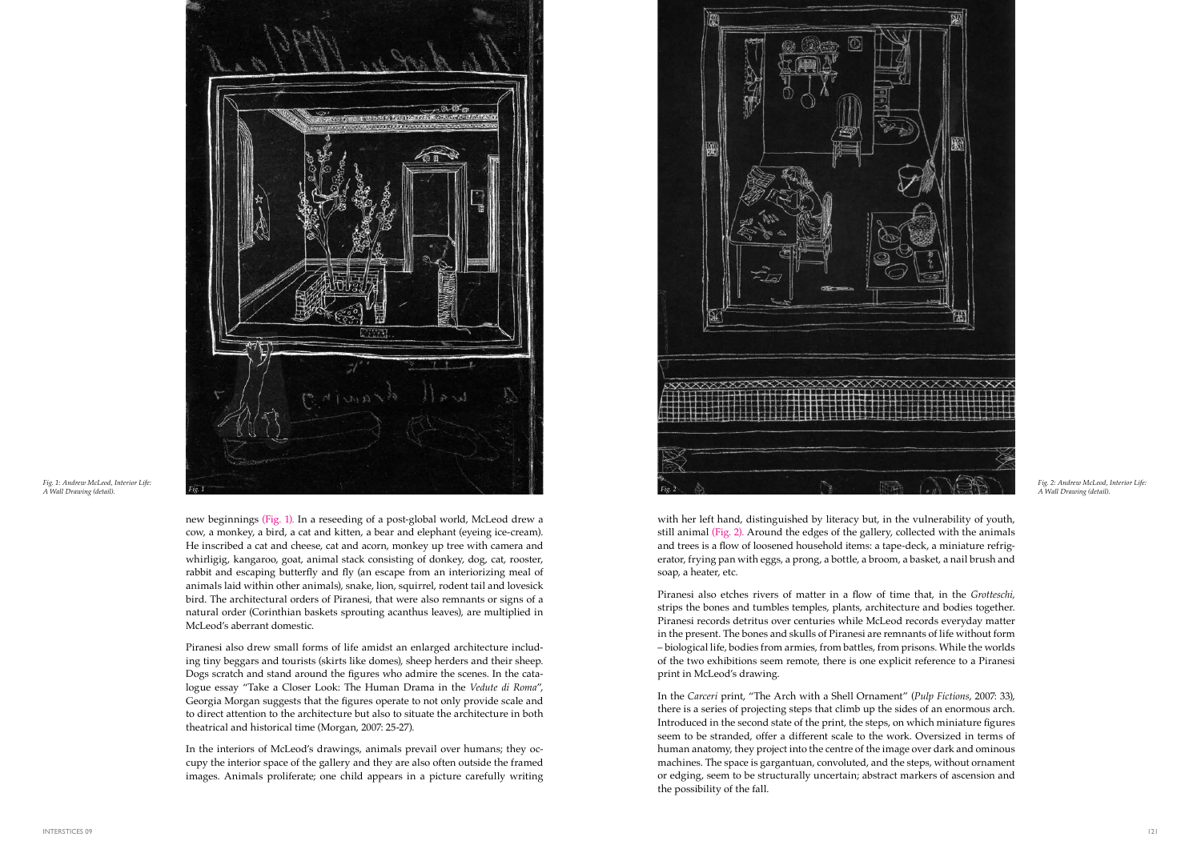Fig. 1: Andrew McLeod, Interior Life: A Wall Drawing (detail).

Fig. 2: Andrew McLeod, Interior Life: A Wall Drawing (detail).

new beginnings (Fig. 1). In a reseeding of a post-global world, McLeod drew a cow, a monkey, a bird, a cat and kitten, a bear and elephant (eyeing ice-cream). He inscribed a cat and cheese, cat and acorn, monkey up tree with camera and whirligig, kangaroo, goat, animal stack consisting of donkey, dog, cat, rooster, rabbit and escaping butterfly and fly (an escape from an interiorizing meal of animals laid within other animals), snake, lion, squirrel, rodent tail and lovesick bird. The architectural orders of Piranesi, that were also remnants or signs of a natural order (Corinthian baskets sprouting acanthus leaves), are multiplied in McLeod's aberrant domestic.

Piranesi also drew small forms of life amidst an enlarged architecture including tiny beggars and tourists (skirts like domes), sheep herders and their sheep. Dogs scratch and stand around the figures who admire the scenes. In the catalogue essay "Take a Closer Look: The Human Drama in the *Vedute di Roma*", Georgia Morgan suggests that the figures operate to not only provide scale and to direct attention to the architecture but also to situate the architecture in both theatrical and historical time (Morgan, 2007: 25-27).

In the interiors of McLeod's drawings, animals prevail over humans; they occupy the interior space of the gallery and they are also often outside the framed images. Animals proliferate; one child appears in a picture carefully writing with her left hand, distinguished by literacy but, in the vulnerability of youth, still animal (Fig. 2). Around the edges of the gallery, collected with the animals and trees is a flow of loosened household items: a tape-deck, a miniature refrigerator, frying pan with eggs, a prong, a bottle, a broom, a basket, a nail brush and soap, a heater, etc.

Piranesi also etches rivers of matter in a flow of time that, in the *Grotteschi,* strips the bones and tumbles temples, plants, architecture and bodies together. Piranesi records detritus over centuries while McLeod records everyday matter in the present. The bones and skulls of Piranesi are remnants of life without form – biological life, bodies from armies, from battles, from prisons. While the worlds of the two exhibitions seem remote, there is one explicit reference to a Piranesi print in McLeod's drawing.

In the *Carceri* print, "The Arch with a Shell Ornament" (*Pulp Fictions*, 2007: 33), there is a series of projecting steps that climb up the sides of an enormous arch. Introduced in the second state of the print, the steps, on which miniature figures seem to be stranded, offer a different scale to the work. Oversized in terms of human anatomy, they project into the centre of the image over dark and ominous machines. The space is gargantuan, convoluted, and the steps, without ornament or edging, seem to be structurally uncertain; abstract markers of ascension and the possibility of the fall.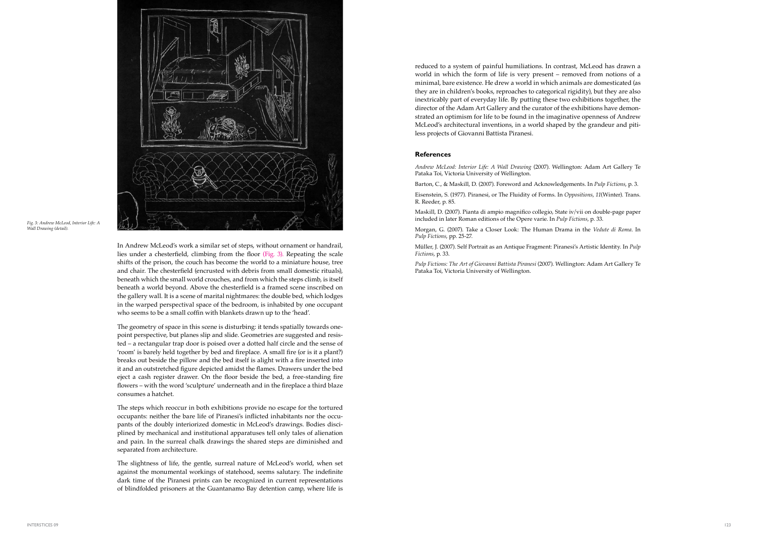Fig. 3: Andrew McLeod, Interior Life: A Wall Drawing (detail).

In Andrew McLeod's work a similar set of steps, without ornament or handrail, lies under a chesterfield, climbing from the floor (Fig. 3). Repeating the scale shifts of the prison, the couch has become the world to a miniature house, tree and chair. The chesterfield (encrusted with debris from small domestic rituals), beneath which the small world crouches, and from which the steps climb, is itself beneath a world beyond. Above the chesterfield is a framed scene inscribed on the gallery wall. It is a scene of marital nightmares: the double bed, which lodges in the warped perspectival space of the bedroom, is inhabited by one occupant who seems to be a small coffin with blankets drawn up to the 'head'.

The geometry of space in this scene is disturbing: it tends spatially towards one-point perspective, but planes slip and slide. Geometries are suggested and resisted – a rectangular trap door is poised over a dotted half circle and the sense of 'room' is barely held together by bed and fireplace. A small fire (or is it a plant?) breaks out beside the pillow and the bed itself is alight with a fire inserted into it and an outstretched figure depicted amidst the flames. Drawers under the bed eject a cash register drawer. On the floor beside the bed, a free-standing fire flowers – with the word 'sculpture' underneath and in the fireplace a third blaze consumes a hatchet.

The steps which reoccur in both exhibitions provide no escape for the tortured occupants: neither the bare life of Piranesi's inflicted inhabitants nor the occupants of the doubly interiorized domestic in McLeod's drawings. Bodies disciplined by mechanical and institutional apparatuses tell only tales of alienation and pain. In the surreal chalk drawings the shared steps are diminished and separated from architecture.

The slightness of life, the gentle, surreal nature of McLeod's world, when set against the monumental workings of statehood, seems salutary. The indefinite dark time of the Piranesi prints can be recognized in current representations of blindfolded prisoners at the Guantanamo Bay detention camp, where life is reduced to a system of painful humiliations. In contrast, McLeod has drawn a world in which the form of life is very present – removed from notions of a minimal, bare existence. He drew a world in which animals are domesticated (as they are in children's books, reproaches to categorical rigidity), but they are also inextricably part of everyday life. By putting these two exhibitions together, the director of the Adam Art Gallery and the curator of the exhibitions have demonstrated an optimism for life to be found in the imaginative openness of Andrew McLeod's architectural inventions, in a world shaped by the grandeur and pitiless projects of Giovanni Battista Piranesi.

## References

*Andrew McLeod: Interior Life: A Wall Drawing* (2007). Wellington: Adam Art Gallery Te Pataka Toi, Victoria University of Wellington.

Barton, C., & Maskill, D. (2007). Foreword and Acknowledgements. In *Pulp Fictions*, p. 3.

Eisenstein, S. (1977). Piranesi, or The Fluidity of Forms. In *Oppositions*, *11*(Winter). Trans. R. Reeder, p. 85.

Maskill, D. (2007). Pianta di ampio magnifico collegio, State iv/vii on double-page paper included in later Roman editions of the Opere varie. In *Pulp Fictions*, p. 33.

Morgan, G. (2007). Take a Closer Look: The Human Drama in the *Vedute di Roma*. In *Pulp Fictions*, pp. 25-27.

Müller, J. (2007). Self Portrait as an Antique Fragment: Piranesi's Artistic Identity. In *Pulp Fictions*, p. 33.

*Pulp Fictions: The Art of Giovanni Battista Piranesi* (2007). Wellington: Adam Art Gallery Te Pataka Toi, Victoria University of Wellington.